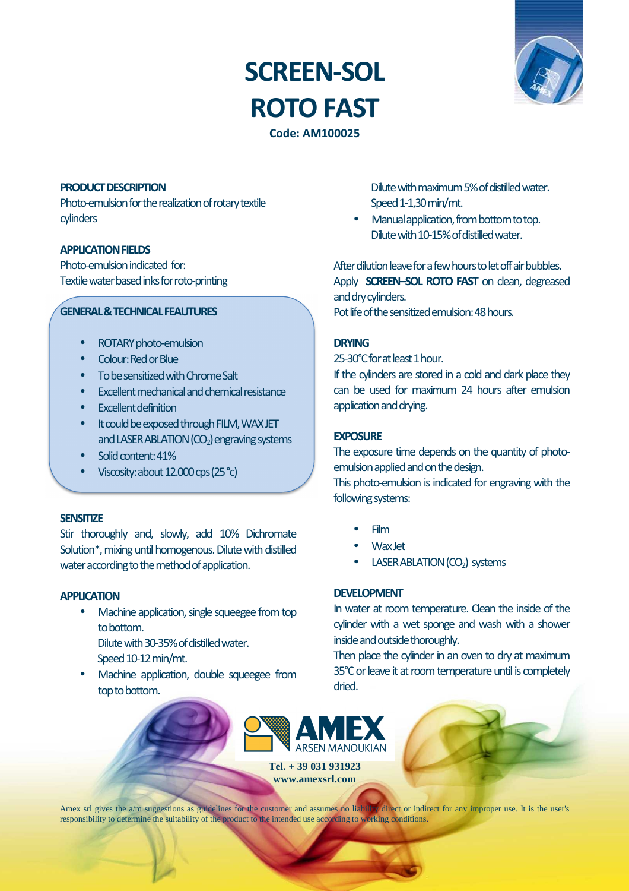# SCREEN-SOL ROTO FAST

**Code: AM100025**

## PRODUCT DESCRIPTION

Photo-emulsion for the realization of rotary textile cylinders

## APPLICATION FIELDS

Photo-emulsion indicated for:
Textile water based inks for roto-printing

## GENERAL & TECHNICAL FEAUTURES

- ROTARY photo-emulsion
- Colour: Red or Blue
- To be sensitized with Chrome Salt
- Excellent mechanical and chemical resistance
- Excellent definition
- It could be exposed through FILM, WAX JET and LASER ABLATION ($CO_2$) engraving systems
- Solid content: 41%
- Viscosity: about 12.000 cps (25 °c)

## SENSITIZE

Stir thoroughly and, slowly, add 10% Dichromate Solution*, mixing until homogenous. Dilute with distilled water according to the method of application.

## APPLICATION

- Machine application, single squeegee from top to bottom.
  Dilute with 30-35% of distilled water.
  Speed 10-12 min/mt.
- Machine application, double squeegee from top to bottom.
  Dilute with maximum 5% of distilled water.
  Speed 1-1,30 min/mt.
- Manual application, from bottom to top.
  Dilute with 10-15% of distilled water.

After dilution leave for a few hours to let off air bubbles.
Apply **SCREEN–SOL ROTO FAST** on clean, degreased and dry cylinders.
Pot life of the sensitized emulsion: 48 hours.

## DRYING

25-30°C for at least 1 hour.
If the cylinders are stored in a cold and dark place they can be used for maximum 24 hours after emulsion application and drying.

## EXPOSURE

The exposure time depends on the quantity of photo-emulsion applied and on the design.
This photo-emulsion is indicated for engraving with the following systems:

- Film
- Wax Jet
- LASER ABLATION ($CO_2$) systems

## DEVELOPMENT

In water at room temperature. Clean the inside of the cylinder with a wet sponge and wash with a shower inside and outside thoroughly.
Then place the cylinder in an oven to dry at maximum 35°C or leave it at room temperature until is completely dried.

AMEX ARSEN MANOUKIAN

Tel. + 39 031 931923
www.amexsrl.com

Amex srl gives the a/m suggestions as guidelines for the customer and assumes no liability direct or indirect for any improper use. It is the user's responsibility to determine the suitability of the product to the intended use according to working conditions.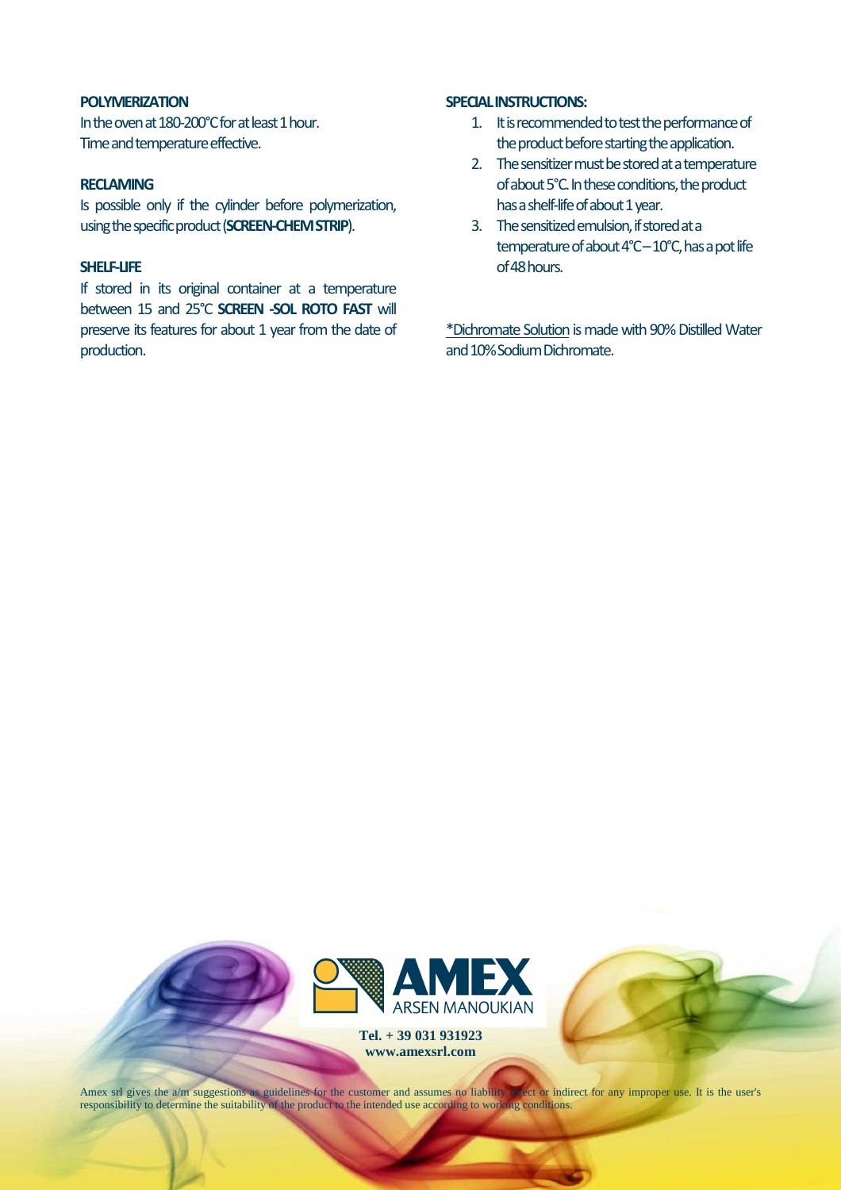## POLYMERIZATION

In the oven at 180-200°C for at least 1 hour.
Time and temperature effective.

## RECLAIMING

Is possible only if the cylinder before polymerization, using the specific product (**SCREEN-CHEM STRIP**).

## SHELF-LIFE

If stored in its original container at a temperature between 15 and 25°C **SCREEN -SOL ROTO FAST** will preserve its features for about 1 year from the date of production.

## SPECIAL INSTRUCTIONS:

1. It is recommended to test the performance of the product before starting the application.
2. The sensitizer must be stored at a temperature of about 5°C. In these conditions, the product has a shelf-life of about 1 year.
3. The sensitized emulsion, if stored at a temperature of about 4°C – 10°C, has a pot life of 48 hours.

*Dichromate Solution is made with 90% Distilled Water and 10% Sodium Dichromate.

AMEX
ARSEN MANOUKIAN

**Tel. + 39 031 931923**
**www.amexsrl.com**

Amex srl gives the a/m suggestions as guidelines for the customer and assumes no liability direct or indirect for any improper use. It is the user's responsibility to determine the suitability of the product to the intended use according to working conditions.